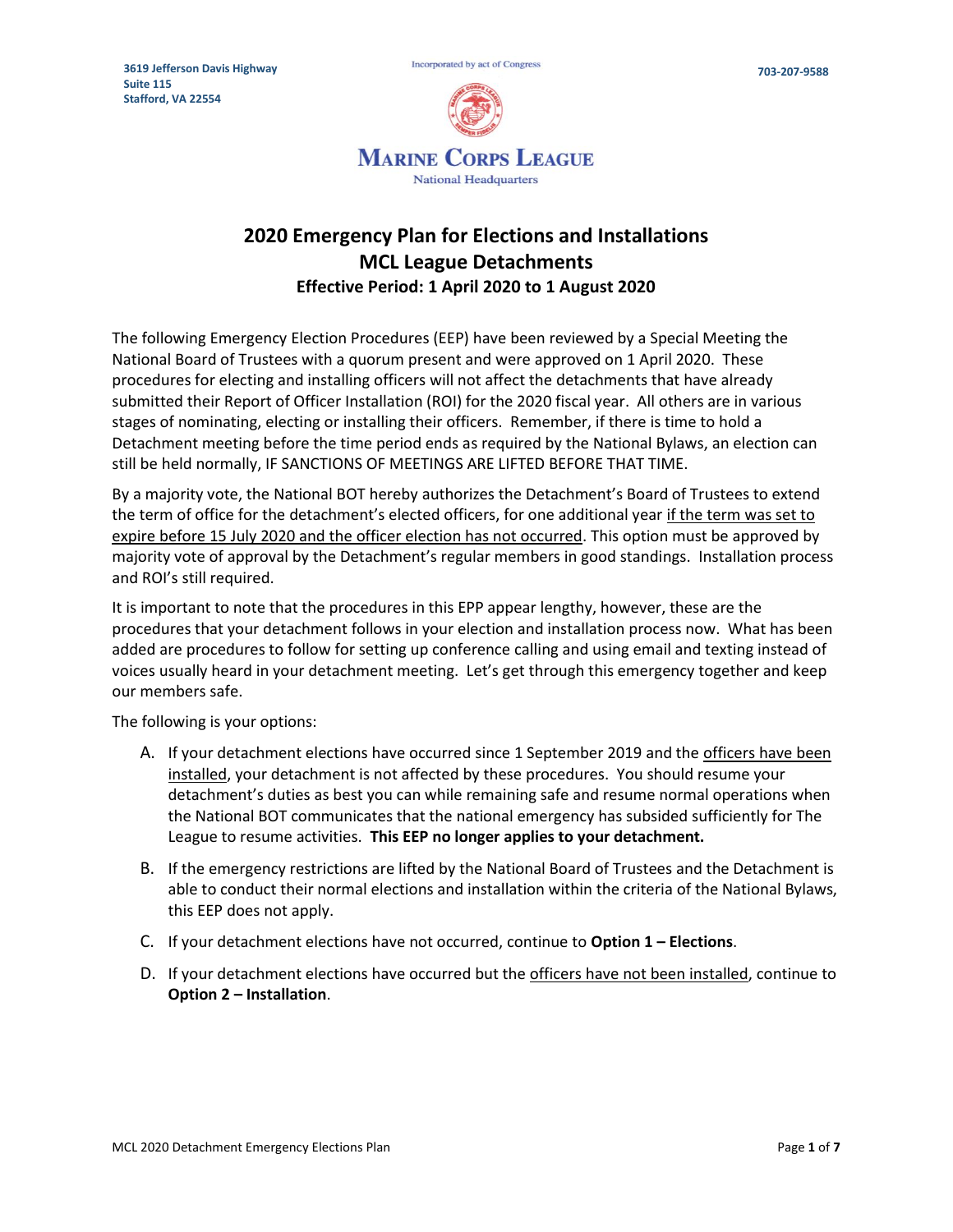3619 Jefferson Davis Highway
Suite 115
Stafford, VA 22554

Incorporated by act of Congress

**MARINE CORPS LEAGUE**
National Headquarters

703-207-9588

# 2020 Emergency Plan for Elections and Installations
## MCL League Detachments
### Effective Period: 1 April 2020 to 1 August 2020

The following Emergency Election Procedures (EEP) have been reviewed by a Special Meeting the National Board of Trustees with a quorum present and were approved on 1 April 2020. These procedures for electing and installing officers will not affect the detachments that have already submitted their Report of Officer Installation (ROI) for the 2020 fiscal year. All others are in various stages of nominating, electing or installing their officers. Remember, if there is time to hold a Detachment meeting before the time period ends as required by the National Bylaws, an election can still be held normally, IF SANCTIONS OF MEETINGS ARE LIFTED BEFORE THAT TIME.

By a majority vote, the National BOT hereby authorizes the Detachment's Board of Trustees to extend the term of office for the detachment's elected officers, for one additional year <u>if the term was set to expire before 15 July 2020 and the officer election has not occurred</u>. This option must be approved by majority vote of approval by the Detachment's regular members in good standings. Installation process and ROI's still required.

It is important to note that the procedures in this EPP appear lengthy, however, these are the procedures that your detachment follows in your election and installation process now. What has been added are procedures to follow for setting up conference calling and using email and texting instead of voices usually heard in your detachment meeting. Let's get through this emergency together and keep our members safe.

The following is your options:

A. If your detachment elections have occurred since 1 September 2019 and the <u>officers have been installed</u>, your detachment is not affected by these procedures. You should resume your detachment's duties as best you can while remaining safe and resume normal operations when the National BOT communicates that the national emergency has subsided sufficiently for The League to resume activities. **This EEP no longer applies to your detachment.**

B. If the emergency restrictions are lifted by the National Board of Trustees and the Detachment is able to conduct their normal elections and installation within the criteria of the National Bylaws, this EEP does not apply.

C. If your detachment elections have not occurred, continue to **Option 1 – Elections**.

D. If your detachment elections have occurred but the <u>officers have not been installed</u>, continue to **Option 2 – Installation**.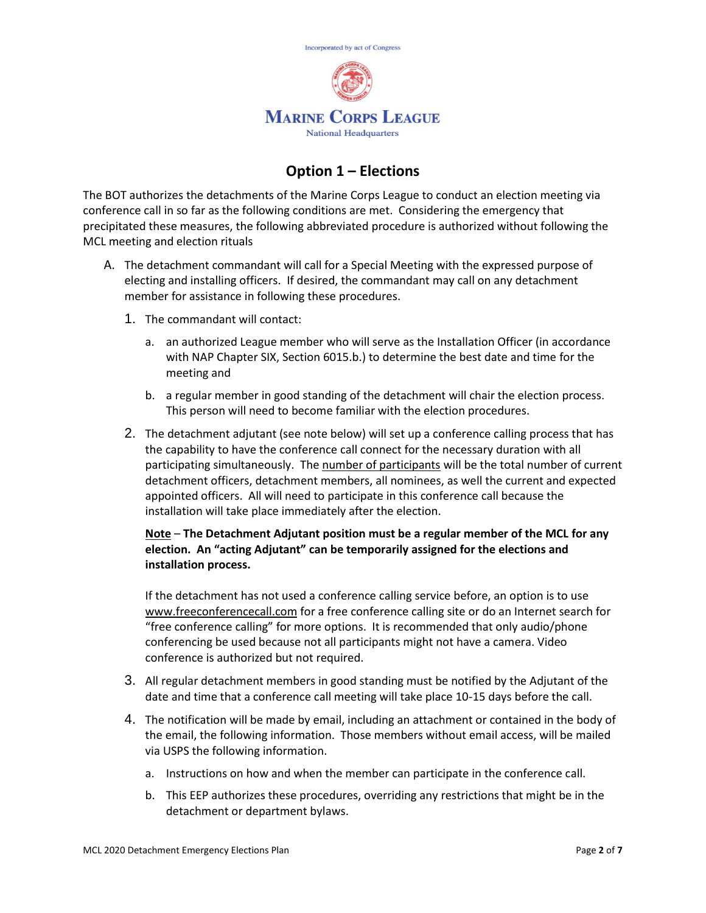Incorporated by act of Congress

**MARINE CORPS LEAGUE**

National Headquarters

## Option 1 – Elections

The BOT authorizes the detachments of the Marine Corps League to conduct an election meeting via conference call in so far as the following conditions are met. Considering the emergency that precipitated these measures, the following abbreviated procedure is authorized without following the MCL meeting and election rituals

A. The detachment commandant will call for a Special Meeting with the expressed purpose of electing and installing officers. If desired, the commandant may call on any detachment member for assistance in following these procedures.

   1. The commandant will contact:

      a. an authorized League member who will serve as the Installation Officer (in accordance with NAP Chapter SIX, Section 6015.b.) to determine the best date and time for the meeting and

      b. a regular member in good standing of the detachment will chair the election process. This person will need to become familiar with the election procedures.

   2. The detachment adjutant (see note below) will set up a conference calling process that has the capability to have the conference call connect for the necessary duration with all participating simultaneously. The <u>number of participants</u> will be the total number of current detachment officers, detachment members, all nominees, as well the current and expected appointed officers. All will need to participate in this conference call because the installation will take place immediately after the election.

      **<u>Note</u> – The Detachment Adjutant position must be a regular member of the MCL for any election. An "acting Adjutant" can be temporarily assigned for the elections and installation process.**

      If the detachment has not used a conference calling service before, an option is to use <u>www.freeconferencecall.com</u> for a free conference calling site or do an Internet search for "free conference calling" for more options. It is recommended that only audio/phone conferencing be used because not all participants might not have a camera. Video conference is authorized but not required.

   3. All regular detachment members in good standing must be notified by the Adjutant of the date and time that a conference call meeting will take place 10-15 days before the call.

   4. The notification will be made by email, including an attachment or contained in the body of the email, the following information. Those members without email access, will be mailed via USPS the following information.

      a. Instructions on how and when the member can participate in the conference call.

      b. This EEP authorizes these procedures, overriding any restrictions that might be in the detachment or department bylaws.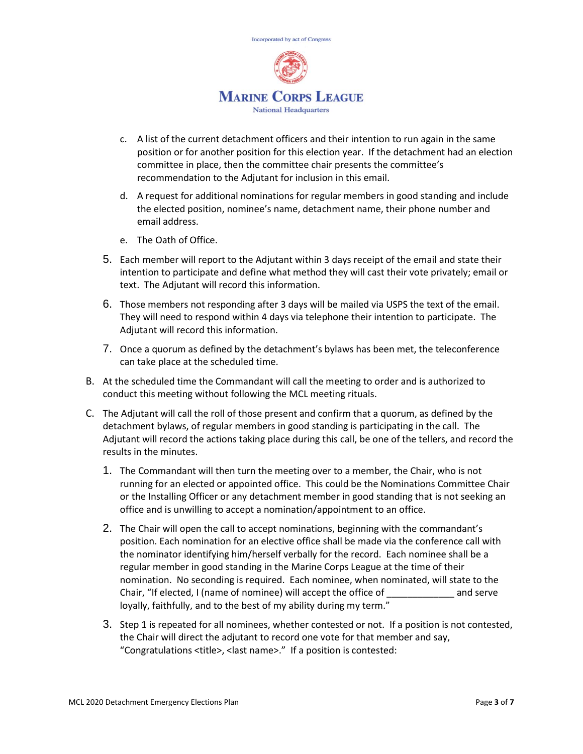c. A list of the current detachment officers and their intention to run again in the same position or for another position for this election year. If the detachment had an election committee in place, then the committee chair presents the committee's recommendation to the Adjutant for inclusion in this email.

d. A request for additional nominations for regular members in good standing and include the elected position, nominee's name, detachment name, their phone number and email address.

e. The Oath of Office.

5. Each member will report to the Adjutant within 3 days receipt of the email and state their intention to participate and define what method they will cast their vote privately; email or text. The Adjutant will record this information.

6. Those members not responding after 3 days will be mailed via USPS the text of the email. They will need to respond within 4 days via telephone their intention to participate. The Adjutant will record this information.

7. Once a quorum as defined by the detachment's bylaws has been met, the teleconference can take place at the scheduled time.

B. At the scheduled time the Commandant will call the meeting to order and is authorized to conduct this meeting without following the MCL meeting rituals.

C. The Adjutant will call the roll of those present and confirm that a quorum, as defined by the detachment bylaws, of regular members in good standing is participating in the call. The Adjutant will record the actions taking place during this call, be one of the tellers, and record the results in the minutes.

1. The Commandant will then turn the meeting over to a member, the Chair, who is not running for an elected or appointed office. This could be the Nominations Committee Chair or the Installing Officer or any detachment member in good standing that is not seeking an office and is unwilling to accept a nomination/appointment to an office.

2. The Chair will open the call to accept nominations, beginning with the commandant's position. Each nomination for an elective office shall be made via the conference call with the nominator identifying him/herself verbally for the record. Each nominee shall be a regular member in good standing in the Marine Corps League at the time of their nomination. No seconding is required. Each nominee, when nominated, will state to the Chair, "If elected, I (name of nominee) will accept the office of _____________ and serve loyally, faithfully, and to the best of my ability during my term."

3. Step 1 is repeated for all nominees, whether contested or not. If a position is not contested, the Chair will direct the adjutant to record one vote for that member and say, "Congratulations <title>, <last name>." If a position is contested: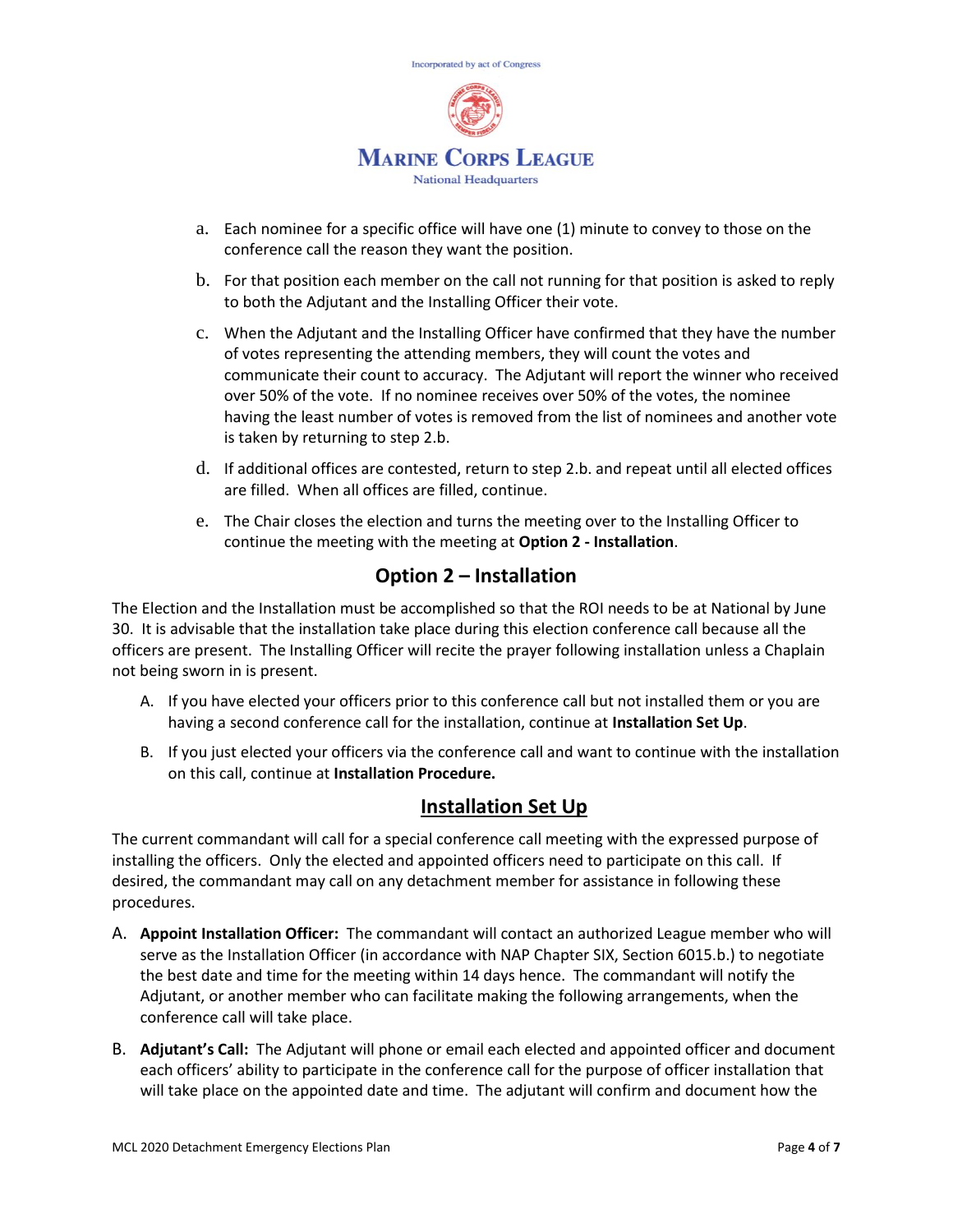a. Each nominee for a specific office will have one (1) minute to convey to those on the conference call the reason they want the position.

b. For that position each member on the call not running for that position is asked to reply to both the Adjutant and the Installing Officer their vote.

c. When the Adjutant and the Installing Officer have confirmed that they have the number of votes representing the attending members, they will count the votes and communicate their count to accuracy. The Adjutant will report the winner who received over 50% of the vote. If no nominee receives over 50% of the votes, the nominee having the least number of votes is removed from the list of nominees and another vote is taken by returning to step 2.b.

d. If additional offices are contested, return to step 2.b. and repeat until all elected offices are filled. When all offices are filled, continue.

e. The Chair closes the election and turns the meeting over to the Installing Officer to continue the meeting with the meeting at **Option 2 - Installation**.

## Option 2 – Installation

The Election and the Installation must be accomplished so that the ROI needs to be at National by June 30. It is advisable that the installation take place during this election conference call because all the officers are present. The Installing Officer will recite the prayer following installation unless a Chaplain not being sworn in is present.

A. If you have elected your officers prior to this conference call but not installed them or you are having a second conference call for the installation, continue at **Installation Set Up**.

B. If you just elected your officers via the conference call and want to continue with the installation on this call, continue at **Installation Procedure.**

## Installation Set Up

The current commandant will call for a special conference call meeting with the expressed purpose of installing the officers. Only the elected and appointed officers need to participate on this call. If desired, the commandant may call on any detachment member for assistance in following these procedures.

A. **Appoint Installation Officer:** The commandant will contact an authorized League member who will serve as the Installation Officer (in accordance with NAP Chapter SIX, Section 6015.b.) to negotiate the best date and time for the meeting within 14 days hence. The commandant will notify the Adjutant, or another member who can facilitate making the following arrangements, when the conference call will take place.

B. **Adjutant's Call:** The Adjutant will phone or email each elected and appointed officer and document each officers' ability to participate in the conference call for the purpose of officer installation that will take place on the appointed date and time. The adjutant will confirm and document how the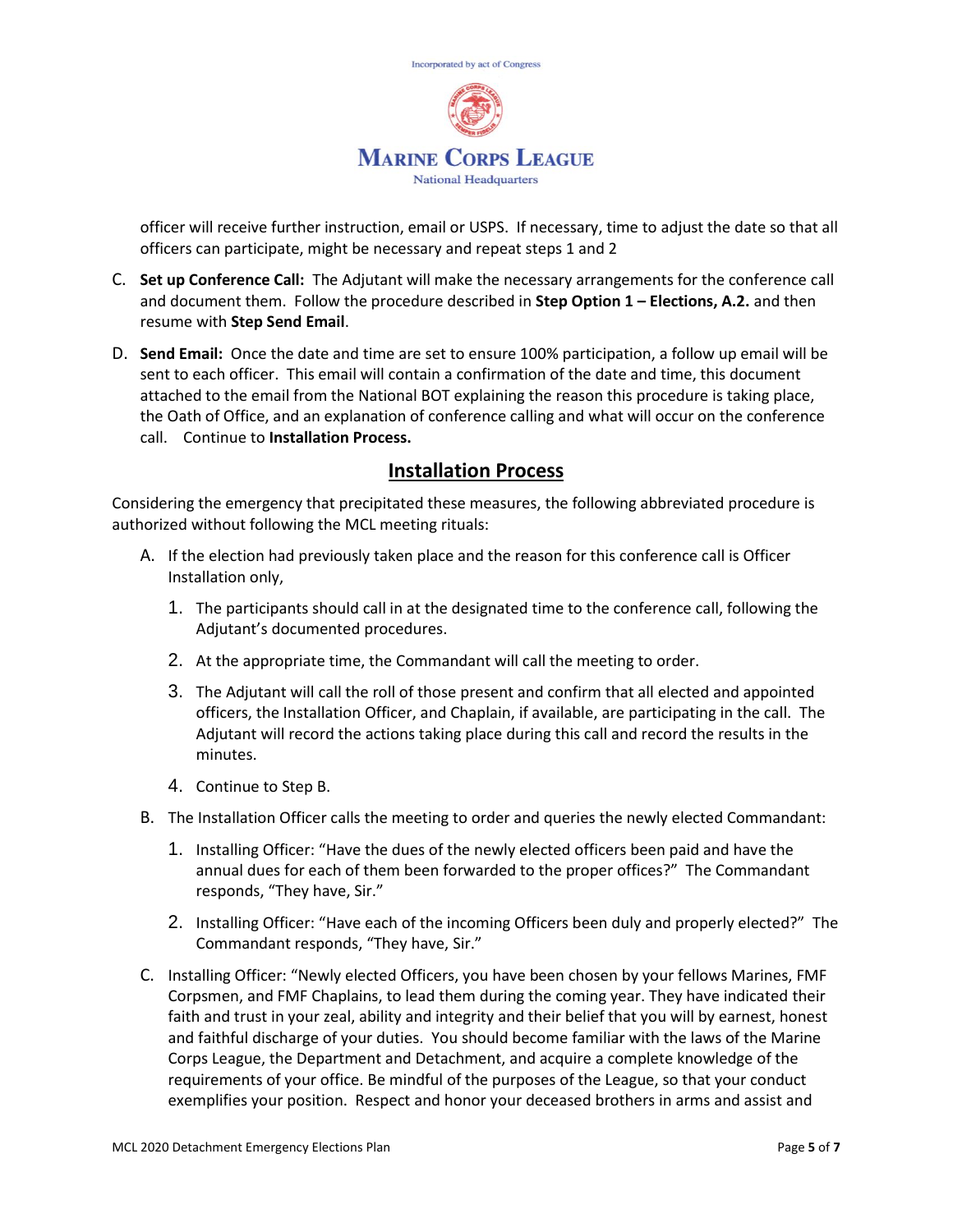officer will receive further instruction, email or USPS. If necessary, time to adjust the date so that all officers can participate, might be necessary and repeat steps 1 and 2

C. **Set up Conference Call:** The Adjutant will make the necessary arrangements for the conference call and document them. Follow the procedure described in **Step Option 1 – Elections, A.2.** and then resume with **Step Send Email**.

D. **Send Email:** Once the date and time are set to ensure 100% participation, a follow up email will be sent to each officer. This email will contain a confirmation of the date and time, this document attached to the email from the National BOT explaining the reason this procedure is taking place, the Oath of Office, and an explanation of conference calling and what will occur on the conference call. Continue to **Installation Process.**

## Installation Process

Considering the emergency that precipitated these measures, the following abbreviated procedure is authorized without following the MCL meeting rituals:

A. If the election had previously taken place and the reason for this conference call is Officer Installation only,

   1. The participants should call in at the designated time to the conference call, following the Adjutant's documented procedures.
   2. At the appropriate time, the Commandant will call the meeting to order.
   3. The Adjutant will call the roll of those present and confirm that all elected and appointed officers, the Installation Officer, and Chaplain, if available, are participating in the call. The Adjutant will record the actions taking place during this call and record the results in the minutes.
   4. Continue to Step B.

B. The Installation Officer calls the meeting to order and queries the newly elected Commandant:

   1. Installing Officer: "Have the dues of the newly elected officers been paid and have the annual dues for each of them been forwarded to the proper offices?" The Commandant responds, "They have, Sir."
   2. Installing Officer: "Have each of the incoming Officers been duly and properly elected?" The Commandant responds, "They have, Sir."

C. Installing Officer: "Newly elected Officers, you have been chosen by your fellows Marines, FMF Corpsmen, and FMF Chaplains, to lead them during the coming year. They have indicated their faith and trust in your zeal, ability and integrity and their belief that you will by earnest, honest and faithful discharge of your duties. You should become familiar with the laws of the Marine Corps League, the Department and Detachment, and acquire a complete knowledge of the requirements of your office. Be mindful of the purposes of the League, so that your conduct exemplifies your position. Respect and honor your deceased brothers in arms and assist and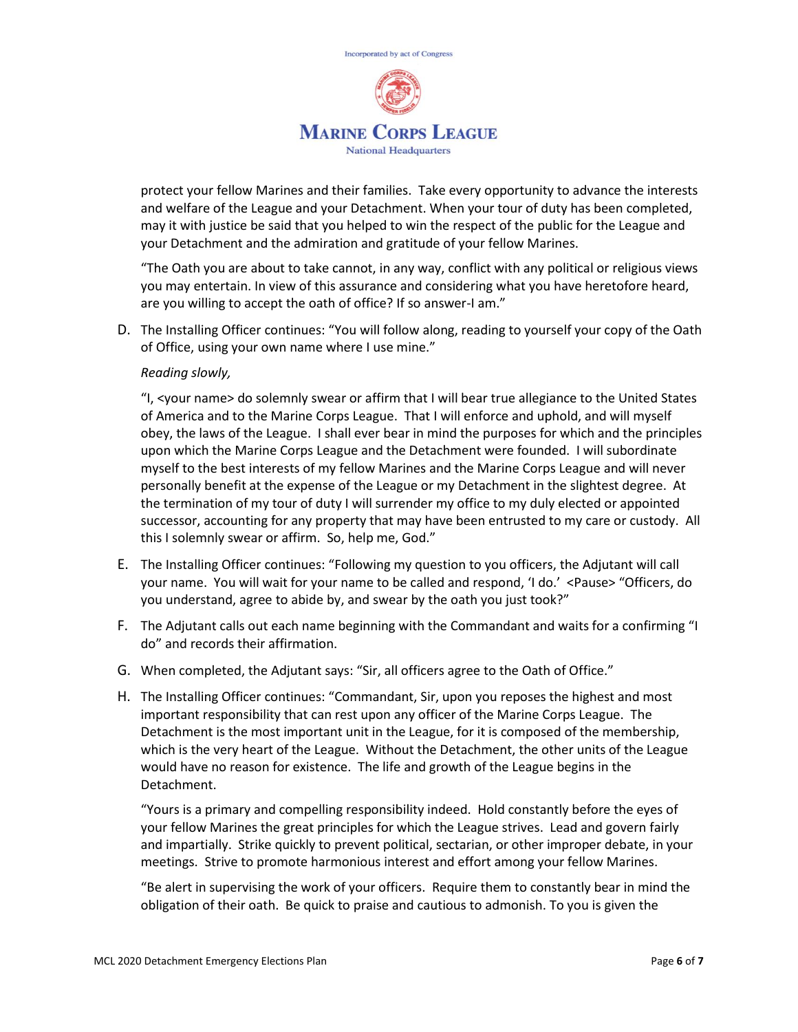protect your fellow Marines and their families. Take every opportunity to advance the interests and welfare of the League and your Detachment. When your tour of duty has been completed, may it with justice be said that you helped to win the respect of the public for the League and your Detachment and the admiration and gratitude of your fellow Marines.

"The Oath you are about to take cannot, in any way, conflict with any political or religious views you may entertain. In view of this assurance and considering what you have heretofore heard, are you willing to accept the oath of office? If so answer-I am."

D. The Installing Officer continues: "You will follow along, reading to yourself your copy of the Oath of Office, using your own name where I use mine."

   *Reading slowly,*

   "I, <your name> do solemnly swear or affirm that I will bear true allegiance to the United States of America and to the Marine Corps League. That I will enforce and uphold, and will myself obey, the laws of the League. I shall ever bear in mind the purposes for which and the principles upon which the Marine Corps League and the Detachment were founded. I will subordinate myself to the best interests of my fellow Marines and the Marine Corps League and will never personally benefit at the expense of the League or my Detachment in the slightest degree. At the termination of my tour of duty I will surrender my office to my duly elected or appointed successor, accounting for any property that may have been entrusted to my care or custody. All this I solemnly swear or affirm. So, help me, God."

E. The Installing Officer continues: "Following my question to you officers, the Adjutant will call your name. You will wait for your name to be called and respond, 'I do.' <Pause> "Officers, do you understand, agree to abide by, and swear by the oath you just took?"

F. The Adjutant calls out each name beginning with the Commandant and waits for a confirming "I do" and records their affirmation.

G. When completed, the Adjutant says: "Sir, all officers agree to the Oath of Office."

H. The Installing Officer continues: "Commandant, Sir, upon you reposes the highest and most important responsibility that can rest upon any officer of the Marine Corps League. The Detachment is the most important unit in the League, for it is composed of the membership, which is the very heart of the League. Without the Detachment, the other units of the League would have no reason for existence. The life and growth of the League begins in the Detachment.

   "Yours is a primary and compelling responsibility indeed. Hold constantly before the eyes of your fellow Marines the great principles for which the League strives. Lead and govern fairly and impartially. Strike quickly to prevent political, sectarian, or other improper debate, in your meetings. Strive to promote harmonious interest and effort among your fellow Marines.

   "Be alert in supervising the work of your officers. Require them to constantly bear in mind the obligation of their oath. Be quick to praise and cautious to admonish. To you is given the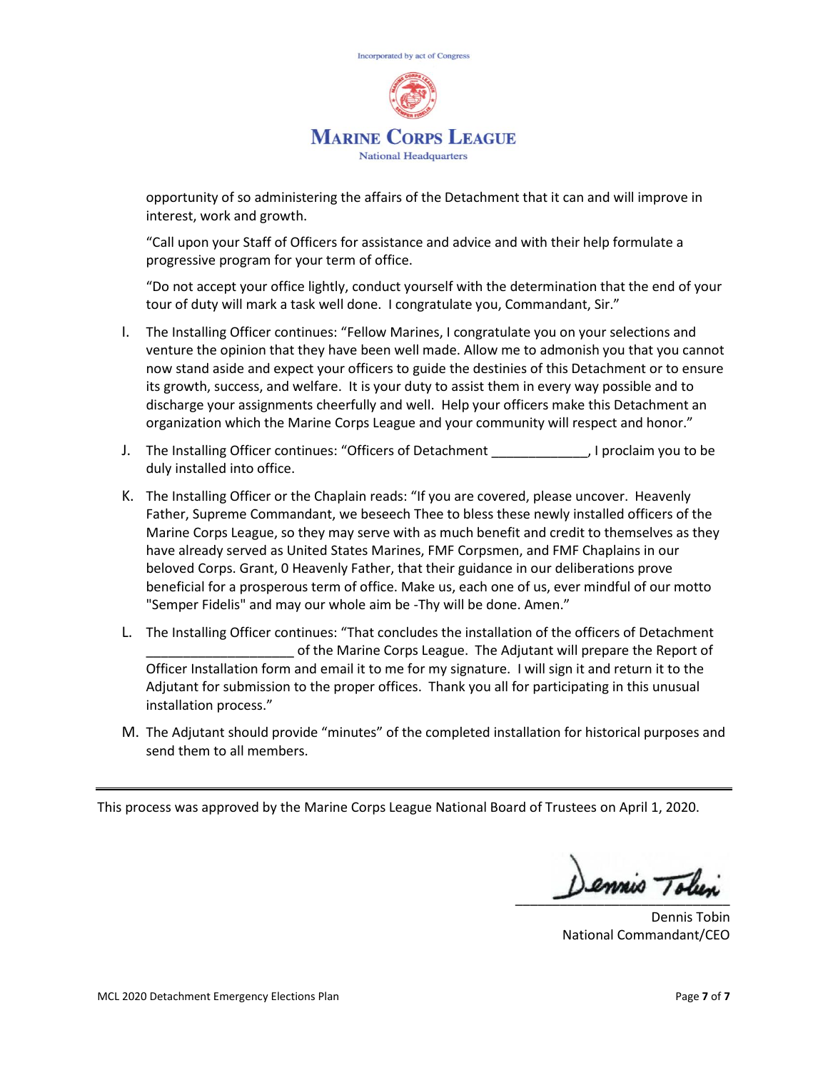opportunity of so administering the affairs of the Detachment that it can and will improve in interest, work and growth.

"Call upon your Staff of Officers for assistance and advice and with their help formulate a progressive program for your term of office.

"Do not accept your office lightly, conduct yourself with the determination that the end of your tour of duty will mark a task well done. I congratulate you, Commandant, Sir."

I. The Installing Officer continues: "Fellow Marines, I congratulate you on your selections and venture the opinion that they have been well made. Allow me to admonish you that you cannot now stand aside and expect your officers to guide the destinies of this Detachment or to ensure its growth, success, and welfare. It is your duty to assist them in every way possible and to discharge your assignments cheerfully and well. Help your officers make this Detachment an organization which the Marine Corps League and your community will respect and honor."

J. The Installing Officer continues: "Officers of Detachment _____________, I proclaim you to be duly installed into office.

K. The Installing Officer or the Chaplain reads: "If you are covered, please uncover. Heavenly Father, Supreme Commandant, we beseech Thee to bless these newly installed officers of the Marine Corps League, so they may serve with as much benefit and credit to themselves as they have already served as United States Marines, FMF Corpsmen, and FMF Chaplains in our beloved Corps. Grant, 0 Heavenly Father, that their guidance in our deliberations prove beneficial for a prosperous term of office. Make us, each one of us, ever mindful of our motto "Semper Fidelis" and may our whole aim be -Thy will be done. Amen."

L. The Installing Officer continues: "That concludes the installation of the officers of Detachment ____________________ of the Marine Corps League. The Adjutant will prepare the Report of Officer Installation form and email it to me for my signature. I will sign it and return it to the Adjutant for submission to the proper offices. Thank you all for participating in this unusual installation process."

M. The Adjutant should provide "minutes" of the completed installation for historical purposes and send them to all members.

---

This process was approved by the Marine Corps League National Board of Trustees on April 1, 2020.

Dennis Tobin
National Commandant/CEO